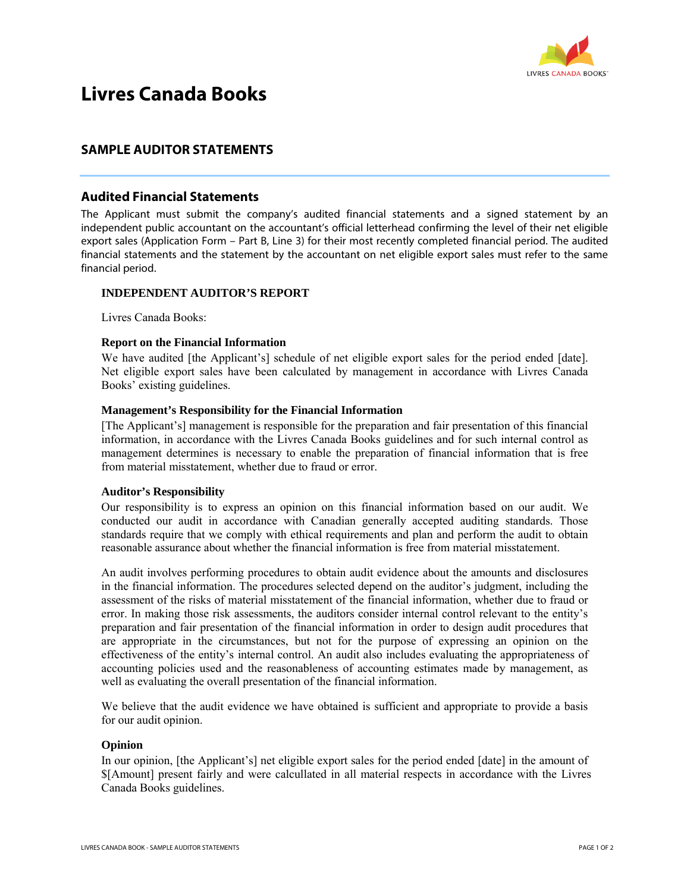# Livres Canada Books

## SAMPLE AUDITOR STATEMENTS

### Audited Financial Statements

The Applicant must submit the company's audited financial statements and a signed statement by an independent public accountant on the accountant's official letterhead confirming the level of their net eligible export sales (Application Form – Part B, Line 3) for their most recently completed financial period. The audited financial statements and the statement by the accountant on net eligible export sales must refer to the same financial period.

**INDEPENDENT AUDITOR'S REPORT**

Livres Canada Books:

**Report on the Financial Information**

We have audited [the Applicant's] schedule of net eligible export sales for the period ended [date]. Net eligible export sales have been calculated by management in accordance with Livres Canada Books' existing guidelines.

**Management's Responsibility for the Financial Information**

[The Applicant's] management is responsible for the preparation and fair presentation of this financial information, in accordance with the Livres Canada Books guidelines and for such internal control as management determines is necessary to enable the preparation of financial information that is free from material misstatement, whether due to fraud or error.

**Auditor's Responsibility**

Our responsibility is to express an opinion on this financial information based on our audit. We conducted our audit in accordance with Canadian generally accepted auditing standards. Those standards require that we comply with ethical requirements and plan and perform the audit to obtain reasonable assurance about whether the financial information is free from material misstatement.

An audit involves performing procedures to obtain audit evidence about the amounts and disclosures in the financial information. The procedures selected depend on the auditor's judgment, including the assessment of the risks of material misstatement of the financial information, whether due to fraud or error. In making those risk assessments, the auditors consider internal control relevant to the entity's preparation and fair presentation of the financial information in order to design audit procedures that are appropriate in the circumstances, but not for the purpose of expressing an opinion on the effectiveness of the entity's internal control. An audit also includes evaluating the appropriateness of accounting policies used and the reasonableness of accounting estimates made by management, as well as evaluating the overall presentation of the financial information.

We believe that the audit evidence we have obtained is sufficient and appropriate to provide a basis for our audit opinion.

**Opinion**

In our opinion, [the Applicant's] net eligible export sales for the period ended [date] in the amount of $[Amount] present fairly and were calcullated in all material respects in accordance with the Livres Canada Books guidelines.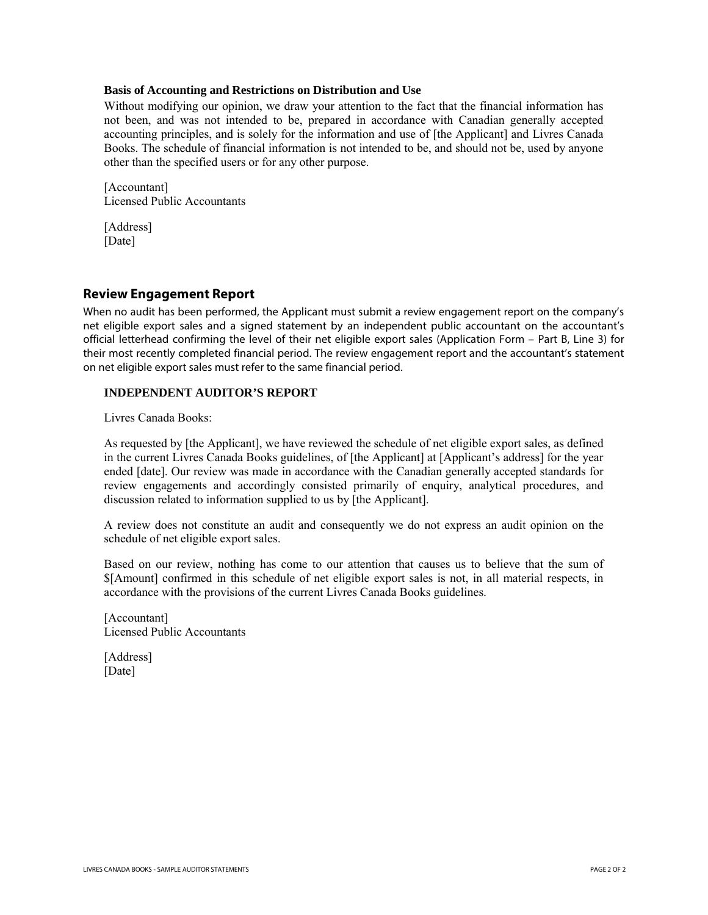**Basis of Accounting and Restrictions on Distribution and Use**

Without modifying our opinion, we draw your attention to the fact that the financial information has not been, and was not intended to be, prepared in accordance with Canadian generally accepted accounting principles, and is solely for the information and use of [the Applicant] and Livres Canada Books. The schedule of financial information is not intended to be, and should not be, used by anyone other than the specified users or for any other purpose.

[Accountant]
Licensed Public Accountants

[Address]
[Date]

## Review Engagement Report

When no audit has been performed, the Applicant must submit a review engagement report on the company's net eligible export sales and a signed statement by an independent public accountant on the accountant's official letterhead confirming the level of their net eligible export sales (Application Form – Part B, Line 3) for their most recently completed financial period. The review engagement report and the accountant's statement on net eligible export sales must refer to the same financial period.

**INDEPENDENT AUDITOR'S REPORT**

Livres Canada Books:

As requested by [the Applicant], we have reviewed the schedule of net eligible export sales, as defined in the current Livres Canada Books guidelines, of [the Applicant] at [Applicant's address] for the year ended [date]. Our review was made in accordance with the Canadian generally accepted standards for review engagements and accordingly consisted primarily of enquiry, analytical procedures, and discussion related to information supplied to us by [the Applicant].

A review does not constitute an audit and consequently we do not express an audit opinion on the schedule of net eligible export sales.

Based on our review, nothing has come to our attention that causes us to believe that the sum of $[Amount] confirmed in this schedule of net eligible export sales is not, in all material respects, in accordance with the provisions of the current Livres Canada Books guidelines.

[Accountant]
Licensed Public Accountants

[Address]
[Date]